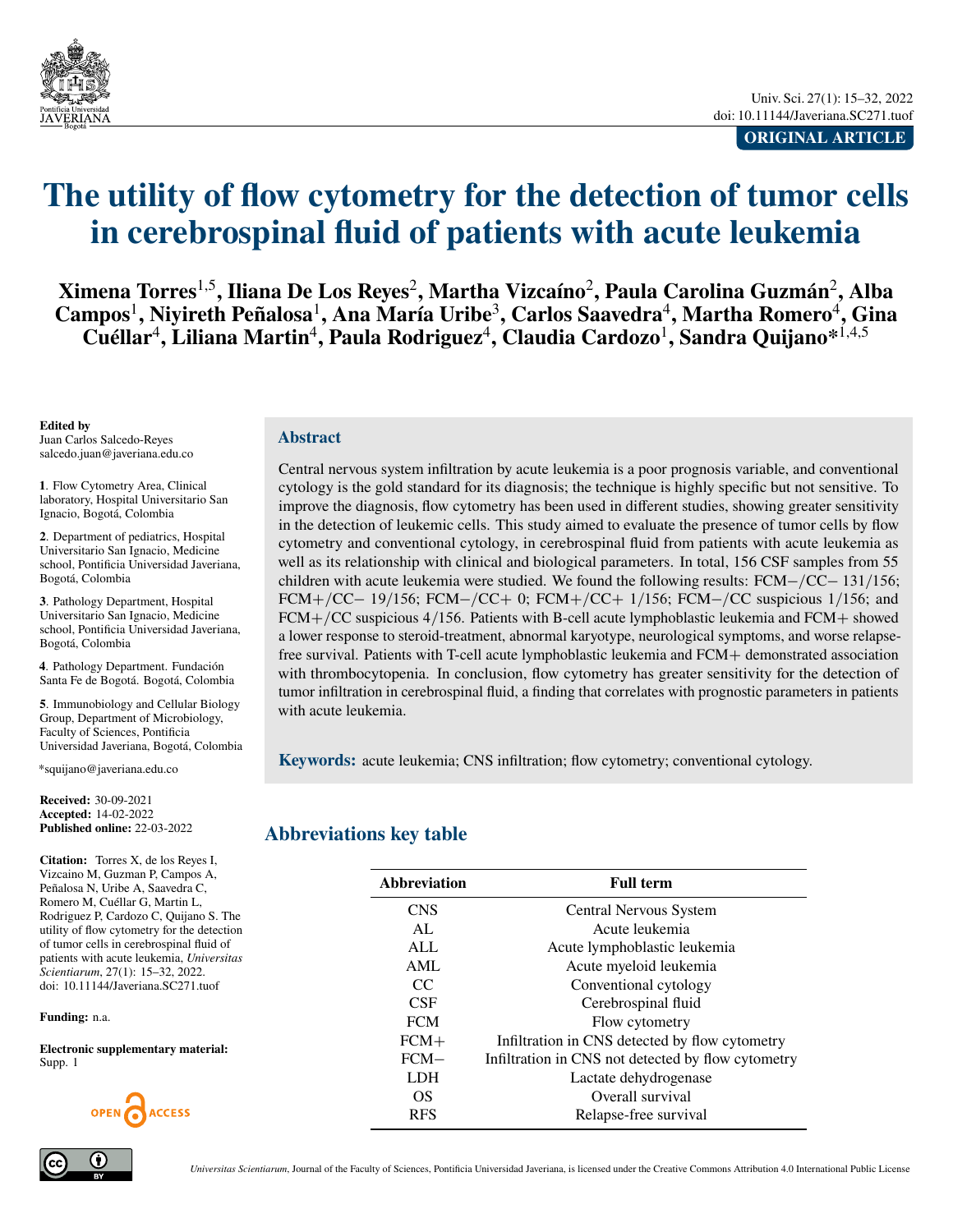ORIGINAL ARTICLE

# The utility of flow cytometry for the detection of tumor cells in cerebrospinal fluid of patients with acute leukemia

**Ximena Torres[1,5], Iliana De Los Reyes[2], Martha Vizcaíno[2], Paula Carolina Guzmán[2], Alba Campos[1], Niyireth Peñalosa[1], Ana María Uribe[3], Carlos Saavedra[4], Martha Romero[4], Gina Cuéllar[4], Liliana Martin[4], Paula Rodriguez[4], Claudia Cardozo[1], Sandra Quijano*[1,4,5]**

**Edited by**
Juan Carlos Salcedo-Reyes
salcedo.juan@javeriana.edu.co

**1**. Flow Cytometry Area, Clinical laboratory, Hospital Universitario San Ignacio, Bogotá, Colombia

**2**. Department of pediatrics, Hospital Universitario San Ignacio, Medicine school, Pontificia Universidad Javeriana, Bogotá, Colombia

**3**. Pathology Department, Hospital Universitario San Ignacio, Medicine school, Pontificia Universidad Javeriana, Bogotá, Colombia

**4**. Pathology Department. Fundación Santa Fe de Bogotá. Bogotá, Colombia

**5**. Immunobiology and Cellular Biology Group, Department of Microbiology, Faculty of Sciences, Pontificia Universidad Javeriana, Bogotá, Colombia

*squijano@javeriana.edu.co

**Received:** 30-09-2021
**Accepted:** 14-02-2022
**Published online:** 22-03-2022

**Citation:** Torres X, de los Reyes I, Vizcaino M, Guzman P, Campos A, Peñalosa N, Uribe A, Saavedra C, Romero M, Cuéllar G, Martin L, Rodriguez P, Cardozo C, Quijano S. The utility of flow cytometry for the detection of tumor cells in cerebrospinal fluid of patients with acute leukemia, *Universitas Scientiarum*, 27(1): 15–32, 2022. doi: 10.11144/Javeriana.SC271.tuof

**Funding:** n.a.

**Electronic supplementary material:** Supp. 1

## Abstract

Central nervous system infiltration by acute leukemia is a poor prognosis variable, and conventional cytology is the gold standard for its diagnosis; the technique is highly specific but not sensitive. To improve the diagnosis, flow cytometry has been used in different studies, showing greater sensitivity in the detection of leukemic cells. This study aimed to evaluate the presence of tumor cells by flow cytometry and conventional cytology, in cerebrospinal fluid from patients with acute leukemia as well as its relationship with clinical and biological parameters. In total, 156 CSF samples from 55 children with acute leukemia were studied. We found the following results: FCM−/CC− 131/156; FCM+/CC− 19/156; FCM−/CC+ 0; FCM+/CC+ 1/156; FCM−/CC suspicious 1/156; and FCM+/CC suspicious 4/156. Patients with B-cell acute lymphoblastic leukemia and FCM+ showed a lower response to steroid-treatment, abnormal karyotype, neurological symptoms, and worse relapse-free survival. Patients with T-cell acute lymphoblastic leukemia and FCM+ demonstrated association with thrombocytopenia. In conclusion, flow cytometry has greater sensitivity for the detection of tumor infiltration in cerebrospinal fluid, a finding that correlates with prognostic parameters in patients with acute leukemia.

**Keywords:** acute leukemia; CNS infiltration; flow cytometry; conventional cytology.

## Abbreviations key table

| Abbreviation | Full term |
|---|---|
| CNS | Central Nervous System |
| AL | Acute leukemia |
| ALL | Acute lymphoblastic leukemia |
| AML | Acute myeloid leukemia |
| CC | Conventional cytology |
| CSF | Cerebrospinal fluid |
| FCM | Flow cytometry |
| FCM+ | Infiltration in CNS detected by flow cytometry |
| FCM− | Infiltration in CNS not detected by flow cytometry |
| LDH | Lactate dehydrogenase |
| OS | Overall survival |
| RFS | Relapse-free survival |

*Universitas Scientiarum*, Journal of the Faculty of Sciences, Pontificia Universidad Javeriana, is licensed under the Creative Commons Attribution 4.0 International Public License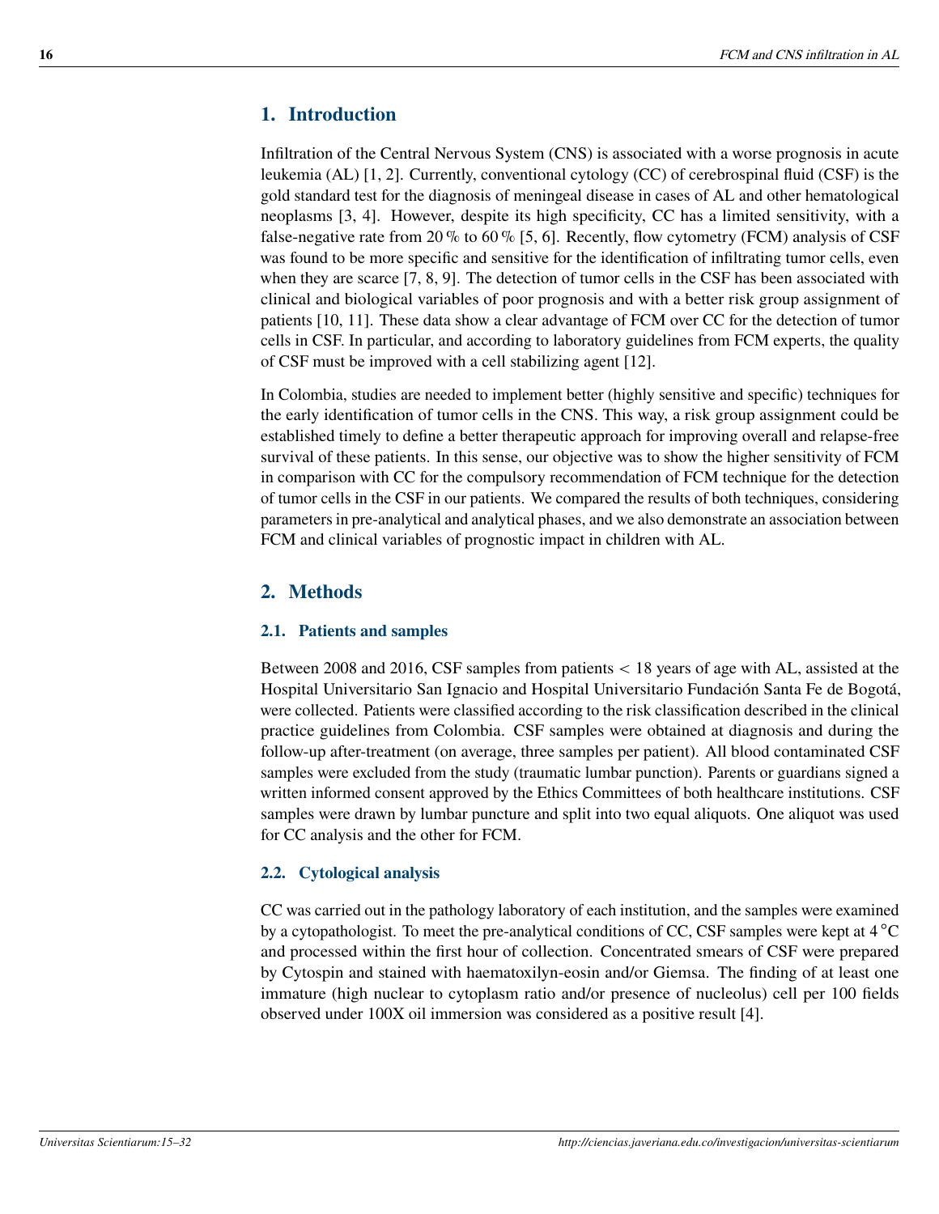## 1. Introduction

Infiltration of the Central Nervous System (CNS) is associated with a worse prognosis in acute leukemia (AL) [1, 2]. Currently, conventional cytology (CC) of cerebrospinal fluid (CSF) is the gold standard test for the diagnosis of meningeal disease in cases of AL and other hematological neoplasms [3, 4]. However, despite its high specificity, CC has a limited sensitivity, with a false-negative rate from 20 % to 60 % [5, 6]. Recently, flow cytometry (FCM) analysis of CSF was found to be more specific and sensitive for the identification of infiltrating tumor cells, even when they are scarce [7, 8, 9]. The detection of tumor cells in the CSF has been associated with clinical and biological variables of poor prognosis and with a better risk group assignment of patients [10, 11]. These data show a clear advantage of FCM over CC for the detection of tumor cells in CSF. In particular, and according to laboratory guidelines from FCM experts, the quality of CSF must be improved with a cell stabilizing agent [12].

In Colombia, studies are needed to implement better (highly sensitive and specific) techniques for the early identification of tumor cells in the CNS. This way, a risk group assignment could be established timely to define a better therapeutic approach for improving overall and relapse-free survival of these patients. In this sense, our objective was to show the higher sensitivity of FCM in comparison with CC for the compulsory recommendation of FCM technique for the detection of tumor cells in the CSF in our patients. We compared the results of both techniques, considering parameters in pre-analytical and analytical phases, and we also demonstrate an association between FCM and clinical variables of prognostic impact in children with AL.

## 2. Methods

### 2.1. Patients and samples

Between 2008 and 2016, CSF samples from patients $< 18$ years of age with AL, assisted at the Hospital Universitario San Ignacio and Hospital Universitario Fundación Santa Fe de Bogotá, were collected. Patients were classified according to the risk classification described in the clinical practice guidelines from Colombia. CSF samples were obtained at diagnosis and during the follow-up after-treatment (on average, three samples per patient). All blood contaminated CSF samples were excluded from the study (traumatic lumbar punction). Parents or guardians signed a written informed consent approved by the Ethics Committees of both healthcare institutions. CSF samples were drawn by lumbar puncture and split into two equal aliquots. One aliquot was used for CC analysis and the other for FCM.

### 2.2. Cytological analysis

CC was carried out in the pathology laboratory of each institution, and the samples were examined by a cytopathologist. To meet the pre-analytical conditions of CC, CSF samples were kept at 4 °C and processed within the first hour of collection. Concentrated smears of CSF were prepared by Cytospin and stained with haematoxilyn-eosin and/or Giemsa. The finding of at least one immature (high nuclear to cytoplasm ratio and/or presence of nucleolus) cell per 100 fields observed under 100X oil immersion was considered as a positive result [4].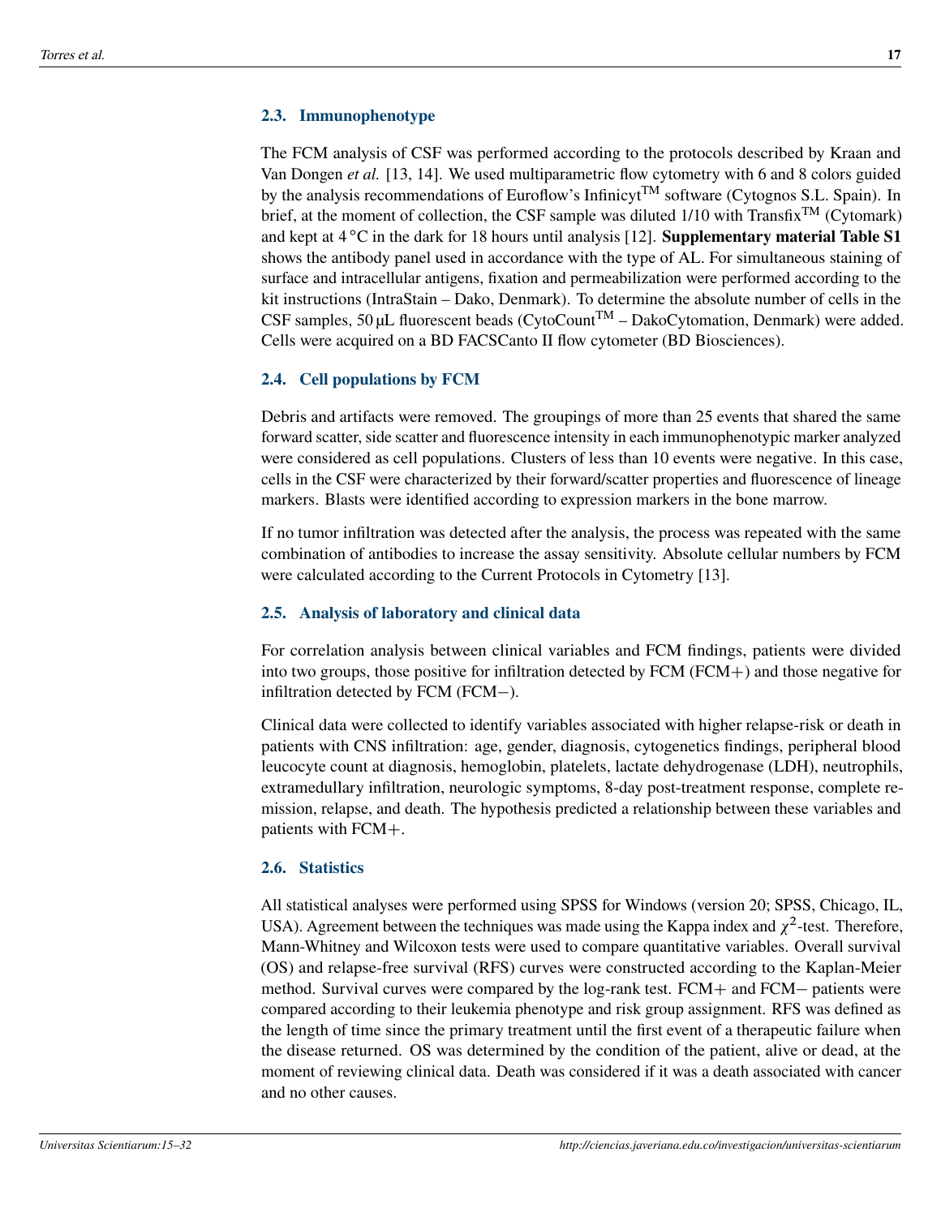### 2.3. Immunophenotype

The FCM analysis of CSF was performed according to the protocols described by Kraan and Van Dongen *et al.* [13, 14]. We used multiparametric flow cytometry with 6 and 8 colors guided by the analysis recommendations of Euroflow's Infinicyt™ software (Cytognos S.L. Spain). In brief, at the moment of collection, the CSF sample was diluted 1/10 with Transfix™ (Cytomark) and kept at 4 °C in the dark for 18 hours until analysis [12]. **Supplementary material Table S1** shows the antibody panel used in accordance with the type of AL. For simultaneous staining of surface and intracellular antigens, fixation and permeabilization were performed according to the kit instructions (IntraStain – Dako, Denmark). To determine the absolute number of cells in the CSF samples, 50 µL fluorescent beads (CytoCount™ – DakoCytomation, Denmark) were added. Cells were acquired on a BD FACSCanto II flow cytometer (BD Biosciences).

### 2.4. Cell populations by FCM

Debris and artifacts were removed. The groupings of more than 25 events that shared the same forward scatter, side scatter and fluorescence intensity in each immunophenotypic marker analyzed were considered as cell populations. Clusters of less than 10 events were negative. In this case, cells in the CSF were characterized by their forward/scatter properties and fluorescence of lineage markers. Blasts were identified according to expression markers in the bone marrow.

If no tumor infiltration was detected after the analysis, the process was repeated with the same combination of antibodies to increase the assay sensitivity. Absolute cellular numbers by FCM were calculated according to the Current Protocols in Cytometry [13].

### 2.5. Analysis of laboratory and clinical data

For correlation analysis between clinical variables and FCM findings, patients were divided into two groups, those positive for infiltration detected by FCM (FCM+) and those negative for infiltration detected by FCM (FCM−).

Clinical data were collected to identify variables associated with higher relapse-risk or death in patients with CNS infiltration: age, gender, diagnosis, cytogenetics findings, peripheral blood leucocyte count at diagnosis, hemoglobin, platelets, lactate dehydrogenase (LDH), neutrophils, extramedullary infiltration, neurologic symptoms, 8-day post-treatment response, complete remission, relapse, and death. The hypothesis predicted a relationship between these variables and patients with FCM+.

### 2.6. Statistics

All statistical analyses were performed using SPSS for Windows (version 20; SPSS, Chicago, IL, USA). Agreement between the techniques was made using the Kappa index and $\chi^2$-test. Therefore, Mann-Whitney and Wilcoxon tests were used to compare quantitative variables. Overall survival (OS) and relapse-free survival (RFS) curves were constructed according to the Kaplan-Meier method. Survival curves were compared by the log-rank test. FCM+ and FCM− patients were compared according to their leukemia phenotype and risk group assignment. RFS was defined as the length of time since the primary treatment until the first event of a therapeutic failure when the disease returned. OS was determined by the condition of the patient, alive or dead, at the moment of reviewing clinical data. Death was considered if it was a death associated with cancer and no other causes.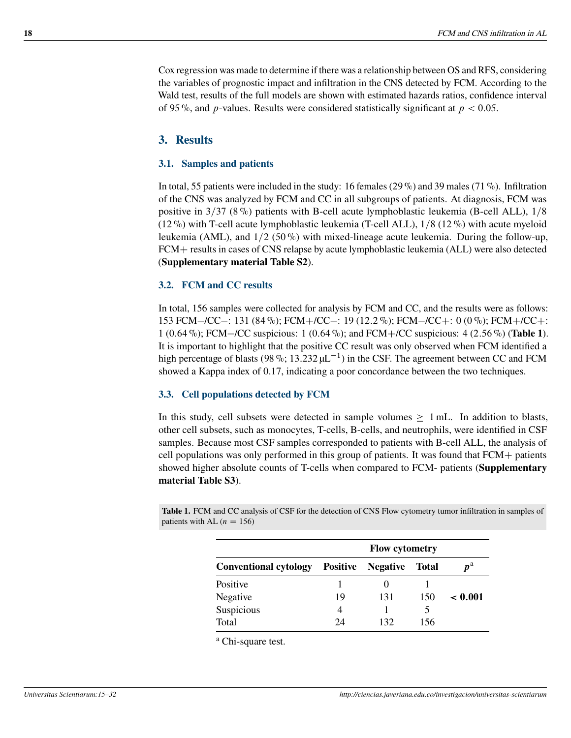Cox regression was made to determine if there was a relationship between OS and RFS, considering the variables of prognostic impact and infiltration in the CNS detected by FCM. According to the Wald test, results of the full models are shown with estimated hazards ratios, confidence interval of 95 %, and $p$-values. Results were considered statistically significant at $p < 0.05$.

## 3. Results

### 3.1. Samples and patients

In total, 55 patients were included in the study: 16 females (29 %) and 39 males (71 %). Infiltration of the CNS was analyzed by FCM and CC in all subgroups of patients. At diagnosis, FCM was positive in 3/37 (8 %) patients with B-cell acute lymphoblastic leukemia (B-cell ALL), 1/8 (12 %) with T-cell acute lymphoblastic leukemia (T-cell ALL), 1/8 (12 %) with acute myeloid leukemia (AML), and 1/2 (50 %) with mixed-lineage acute leukemia. During the follow-up, FCM+ results in cases of CNS relapse by acute lymphoblastic leukemia (ALL) were also detected (**Supplementary material Table S2**).

### 3.2. FCM and CC results

In total, 156 samples were collected for analysis by FCM and CC, and the results were as follows: 153 FCM−/CC−: 131 (84 %); FCM+/CC−: 19 (12.2 %); FCM−/CC+: 0 (0 %); FCM+/CC+: 1 (0.64 %); FCM−/CC suspicious: 1 (0.64 %); and FCM+/CC suspicious: 4 (2.56 %) (**Table 1**). It is important to highlight that the positive CC result was only observed when FCM identified a high percentage of blasts (98 %; 13.232 $\mu L^{-1}$) in the CSF. The agreement between CC and FCM showed a Kappa index of 0.17, indicating a poor concordance between the two techniques.

### 3.3. Cell populations detected by FCM

In this study, cell subsets were detected in sample volumes $\geq$ 1 mL. In addition to blasts, other cell subsets, such as monocytes, T-cells, B-cells, and neutrophils, were identified in CSF samples. Because most CSF samples corresponded to patients with B-cell ALL, the analysis of cell populations was only performed in this group of patients. It was found that FCM+ patients showed higher absolute counts of T-cells when compared to FCM- patients (**Supplementary material Table S3**).

**Table 1.** FCM and CC analysis of CSF for the detection of CNS Flow cytometry tumor infiltration in samples of patients with AL ($n = 156$)

| | Flow cytometry | | | |
|---|---|---|---|---|
| **Conventional cytology** | **Positive** | **Negative** | **Total** | **$p$[a]** |
| Positive | 1 | 0 | 1 | |
| Negative | 19 | 131 | 150 | **< 0.001** |
| Suspicious | 4 | 1 | 5 | |
| Total | 24 | 132 | 156 | |

[a] Chi-square test.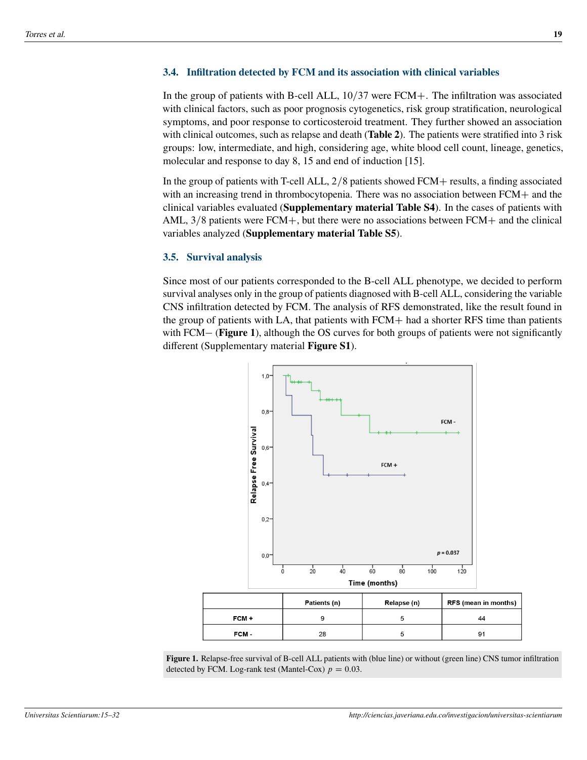### 3.4. Infiltration detected by FCM and its association with clinical variables

In the group of patients with B-cell ALL, 10/37 were FCM+. The infiltration was associated with clinical factors, such as poor prognosis cytogenetics, risk group stratification, neurological symptoms, and poor response to corticosteroid treatment. They further showed an association with clinical outcomes, such as relapse and death (**Table 2**). The patients were stratified into 3 risk groups: low, intermediate, and high, considering age, white blood cell count, lineage, genetics, molecular and response to day 8, 15 and end of induction [15].

In the group of patients with T-cell ALL, 2/8 patients showed FCM+ results, a finding associated with an increasing trend in thrombocytopenia. There was no association between FCM+ and the clinical variables evaluated (**Supplementary material Table S4**). In the cases of patients with AML, 3/8 patients were FCM+, but there were no associations between FCM+ and the clinical variables analyzed (**Supplementary material Table S5**).

### 3.5. Survival analysis

Since most of our patients corresponded to the B-cell ALL phenotype, we decided to perform survival analyses only in the group of patients diagnosed with B-cell ALL, considering the variable CNS infiltration detected by FCM. The analysis of RFS demonstrated, like the result found in the group of patients with LA, that patients with FCM+ had a shorter RFS time than patients with FCM− (**Figure 1**), although the OS curves for both groups of patients were not significantly different (Supplementary material **Figure S1**).

| | Patients (n) | Relapse (n) | RFS (mean in months) |
|---|---|---|---|
| FCM + | 9 | 5 | 44 |
| FCM - | 28 | 5 | 91 |

**Figure 1.** Relapse-free survival of B-cell ALL patients with (blue line) or without (green line) CNS tumor infiltration detected by FCM. Log-rank test (Mantel-Cox) $p = 0.03$.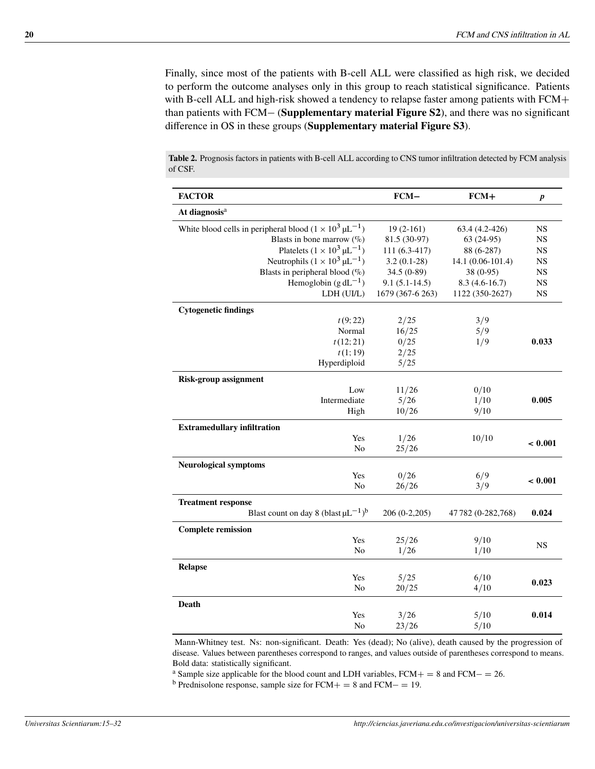Finally, since most of the patients with B-cell ALL were classified as high risk, we decided to perform the outcome analyses only in this group to reach statistical significance. Patients with B-cell ALL and high-risk showed a tendency to relapse faster among patients with FCM+ than patients with FCM− (**Supplementary material Figure S2**), and there was no significant difference in OS in these groups (**Supplementary material Figure S3**).

**Table 2.** Prognosis factors in patients with B-cell ALL according to CNS tumor infiltration detected by FCM analysis of CSF.

| FACTOR | FCM− | FCM+ | *p* |
|---|---|---|---|
| **At diagnosis**[a] | | | |
| White blood cells in peripheral blood ($1 \times 10^3$ μL$^{-1}$) | 19 (2-161) | 63.4 (4.2-426) | NS |
| Blasts in bone marrow (%) | 81.5 (30-97) | 63 (24-95) | NS |
| Platelets ($1 \times 10^3$ μL$^{-1}$) | 111 (6.3-417) | 88 (6-287) | NS |
| Neutrophils ($1 \times 10^3$ μL$^{-1}$) | 3.2 (0.1-28) | 14.1 (0.06-101.4) | NS |
| Blasts in peripheral blood (%) | 34.5 (0-89) | 38 (0-95) | NS |
| Hemoglobin (g dL$^{-1}$) | 9.1 (5.1-14.5) | 8.3 (4.6-16.7) | NS |
| LDH (UI/L) | 1679 (367-6 263) | 1122 (350-2627) | NS |
| **Cytogenetic findings** | | | |
| $t(9;22)$ | 2/25 | 3/9 | |
| Normal | 16/25 | 5/9 | |
| $t(12;21)$ | 0/25 | 1/9 | **0.033** |
| $t(1;19)$ | 2/25 | | |
| Hyperdiploid | 5/25 | | |
| **Risk-group assignment** | | | |
| Low | 11/26 | 0/10 | |
| Intermediate | 5/26 | 1/10 | **0.005** |
| High | 10/26 | 9/10 | |
| **Extramedullary infiltration** | | | |
| Yes | 1/26 | 10/10 | **< 0.001** |
| No | 25/26 | | |
| **Neurological symptoms** | | | |
| Yes | 0/26 | 6/9 | **< 0.001** |
| No | 26/26 | 3/9 | |
| **Treatment response** | | | |
| Blast count on day 8 (blast μL$^{-1}$)[b] | 206 (0-2,205) | 47 782 (0-282,768) | **0.024** |
| **Complete remission** | | | |
| Yes | 25/26 | 9/10 | NS |
| No | 1/26 | 1/10 | |
| **Relapse** | | | |
| Yes | 5/25 | 6/10 | **0.023** |
| No | 20/25 | 4/10 | |
| **Death** | | | |
| Yes | 3/26 | 5/10 | **0.014** |
| No | 23/26 | 5/10 | |

Mann-Whitney test. Ns: non-significant. Death: Yes (dead); No (alive), death caused by the progression of disease. Values between parentheses correspond to ranges, and values outside of parentheses correspond to means. Bold data: statistically significant.

[a] Sample size applicable for the blood count and LDH variables, FCM+ = 8 and FCM− = 26.

[b] Prednisolone response, sample size for FCM+ = 8 and FCM− = 19.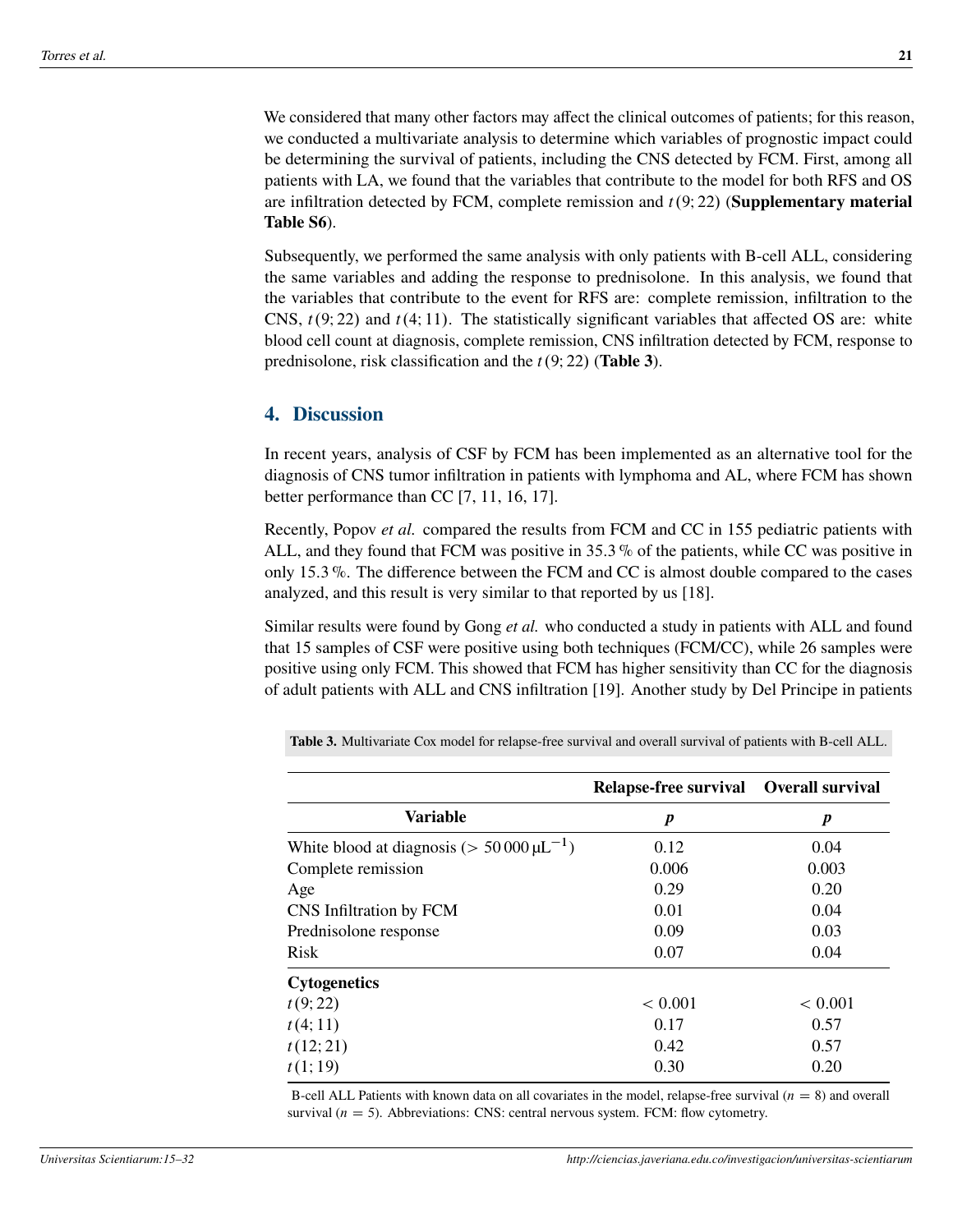We considered that many other factors may affect the clinical outcomes of patients; for this reason, we conducted a multivariate analysis to determine which variables of prognostic impact could be determining the survival of patients, including the CNS detected by FCM. First, among all patients with LA, we found that the variables that contribute to the model for both RFS and OS are infiltration detected by FCM, complete remission and $t(9;22)$ (**Supplementary material Table S6**).

Subsequently, we performed the same analysis with only patients with B-cell ALL, considering the same variables and adding the response to prednisolone. In this analysis, we found that the variables that contribute to the event for RFS are: complete remission, infiltration to the CNS, $t(9;22)$ and $t(4;11)$. The statistically significant variables that affected OS are: white blood cell count at diagnosis, complete remission, CNS infiltration detected by FCM, response to prednisolone, risk classification and the $t(9;22)$ (**Table 3**).

## 4. Discussion

In recent years, analysis of CSF by FCM has been implemented as an alternative tool for the diagnosis of CNS tumor infiltration in patients with lymphoma and AL, where FCM has shown better performance than CC [7, 11, 16, 17].

Recently, Popov *et al.* compared the results from FCM and CC in 155 pediatric patients with ALL, and they found that FCM was positive in 35.3 % of the patients, while CC was positive in only 15.3 %. The difference between the FCM and CC is almost double compared to the cases analyzed, and this result is very similar to that reported by us [18].

Similar results were found by Gong *et al.* who conducted a study in patients with ALL and found that 15 samples of CSF were positive using both techniques (FCM/CC), while 26 samples were positive using only FCM. This showed that FCM has higher sensitivity than CC for the diagnosis of adult patients with ALL and CNS infiltration [19]. Another study by Del Principe in patients

**Table 3.** Multivariate Cox model for relapse-free survival and overall survival of patients with B-cell ALL.

| | Relapse-free survival | Overall survival |
|---|---|---|
| **Variable** | ***p*** | ***p*** |
| White blood at diagnosis ($> 50\,000\,\mu L^{-1}$) | 0.12 | 0.04 |
| Complete remission | 0.006 | 0.003 |
| Age | 0.29 | 0.20 |
| CNS Infiltration by FCM | 0.01 | 0.04 |
| Prednisolone response | 0.09 | 0.03 |
| Risk | 0.07 | 0.04 |
| **Cytogenetics** | | |
| $t(9;22)$ | $< 0.001$ | $< 0.001$ |
| $t(4;11)$ | 0.17 | 0.57 |
| $t(12;21)$ | 0.42 | 0.57 |
| $t(1;19)$ | 0.30 | 0.20 |

B-cell ALL Patients with known data on all covariates in the model, relapse-free survival ($n = 8$) and overall survival ($n = 5$). Abbreviations: CNS: central nervous system. FCM: flow cytometry.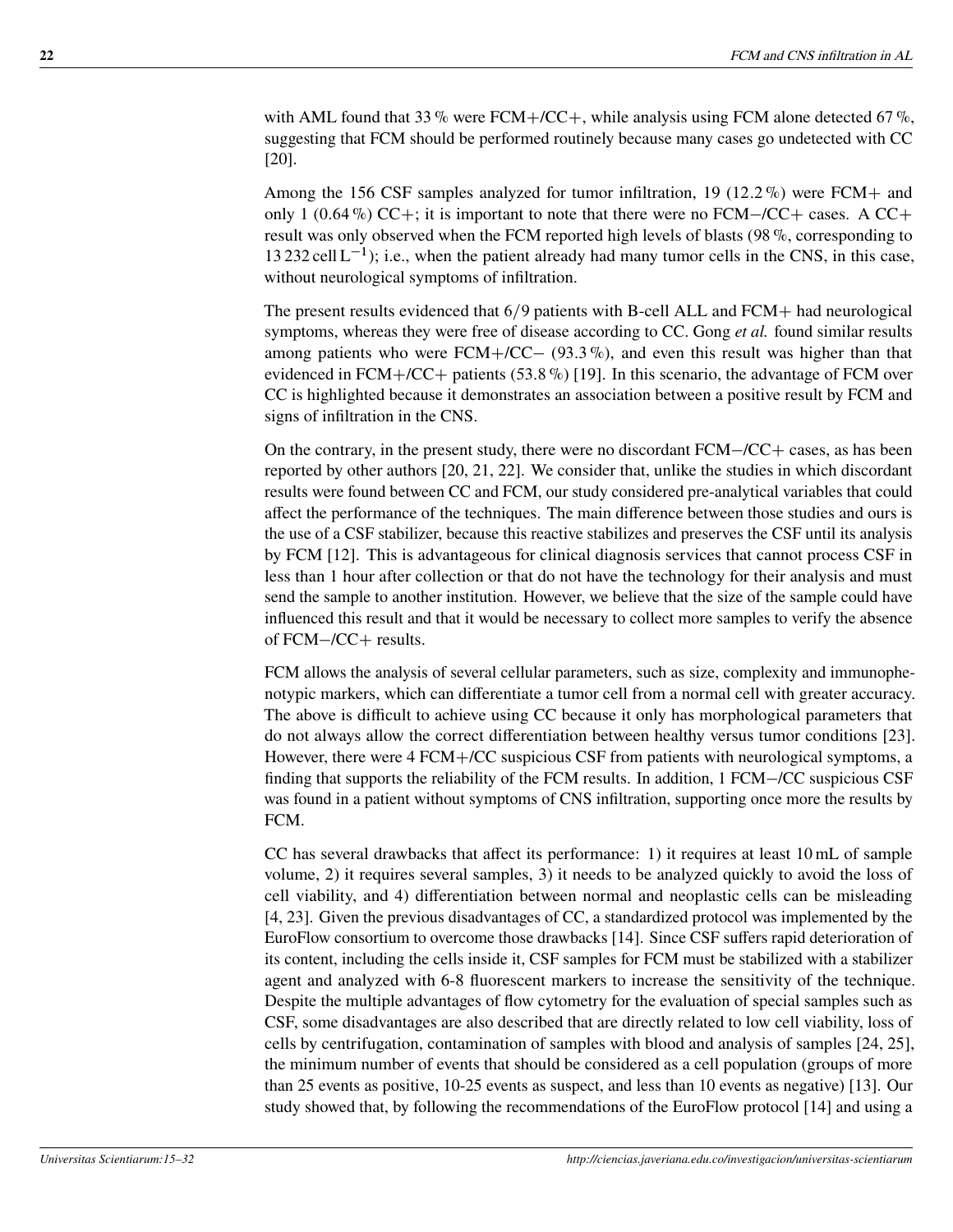with AML found that 33 % were FCM+/CC+, while analysis using FCM alone detected 67 %, suggesting that FCM should be performed routinely because many cases go undetected with CC [20].

Among the 156 CSF samples analyzed for tumor infiltration, 19 (12.2 %) were FCM+ and only 1 (0.64 %) CC+; it is important to note that there were no FCM−/CC+ cases. A CC+ result was only observed when the FCM reported high levels of blasts (98 %, corresponding to 13 232 cell $L^{-1}$); i.e., when the patient already had many tumor cells in the CNS, in this case, without neurological symptoms of infiltration.

The present results evidenced that 6/9 patients with B-cell ALL and FCM+ had neurological symptoms, whereas they were free of disease according to CC. Gong *et al.* found similar results among patients who were FCM+/CC− (93.3 %), and even this result was higher than that evidenced in FCM+/CC+ patients (53.8 %) [19]. In this scenario, the advantage of FCM over CC is highlighted because it demonstrates an association between a positive result by FCM and signs of infiltration in the CNS.

On the contrary, in the present study, there were no discordant FCM−/CC+ cases, as has been reported by other authors [20, 21, 22]. We consider that, unlike the studies in which discordant results were found between CC and FCM, our study considered pre-analytical variables that could affect the performance of the techniques. The main difference between those studies and ours is the use of a CSF stabilizer, because this reactive stabilizes and preserves the CSF until its analysis by FCM [12]. This is advantageous for clinical diagnosis services that cannot process CSF in less than 1 hour after collection or that do not have the technology for their analysis and must send the sample to another institution. However, we believe that the size of the sample could have influenced this result and that it would be necessary to collect more samples to verify the absence of FCM−/CC+ results.

FCM allows the analysis of several cellular parameters, such as size, complexity and immunophenotypic markers, which can differentiate a tumor cell from a normal cell with greater accuracy. The above is difficult to achieve using CC because it only has morphological parameters that do not always allow the correct differentiation between healthy versus tumor conditions [23]. However, there were 4 FCM+/CC suspicious CSF from patients with neurological symptoms, a finding that supports the reliability of the FCM results. In addition, 1 FCM−/CC suspicious CSF was found in a patient without symptoms of CNS infiltration, supporting once more the results by FCM.

CC has several drawbacks that affect its performance: 1) it requires at least 10 mL of sample volume, 2) it requires several samples, 3) it needs to be analyzed quickly to avoid the loss of cell viability, and 4) differentiation between normal and neoplastic cells can be misleading [4, 23]. Given the previous disadvantages of CC, a standardized protocol was implemented by the EuroFlow consortium to overcome those drawbacks [14]. Since CSF suffers rapid deterioration of its content, including the cells inside it, CSF samples for FCM must be stabilized with a stabilizer agent and analyzed with 6-8 fluorescent markers to increase the sensitivity of the technique. Despite the multiple advantages of flow cytometry for the evaluation of special samples such as CSF, some disadvantages are also described that are directly related to low cell viability, loss of cells by centrifugation, contamination of samples with blood and analysis of samples [24, 25], the minimum number of events that should be considered as a cell population (groups of more than 25 events as positive, 10-25 events as suspect, and less than 10 events as negative) [13]. Our study showed that, by following the recommendations of the EuroFlow protocol [14] and using a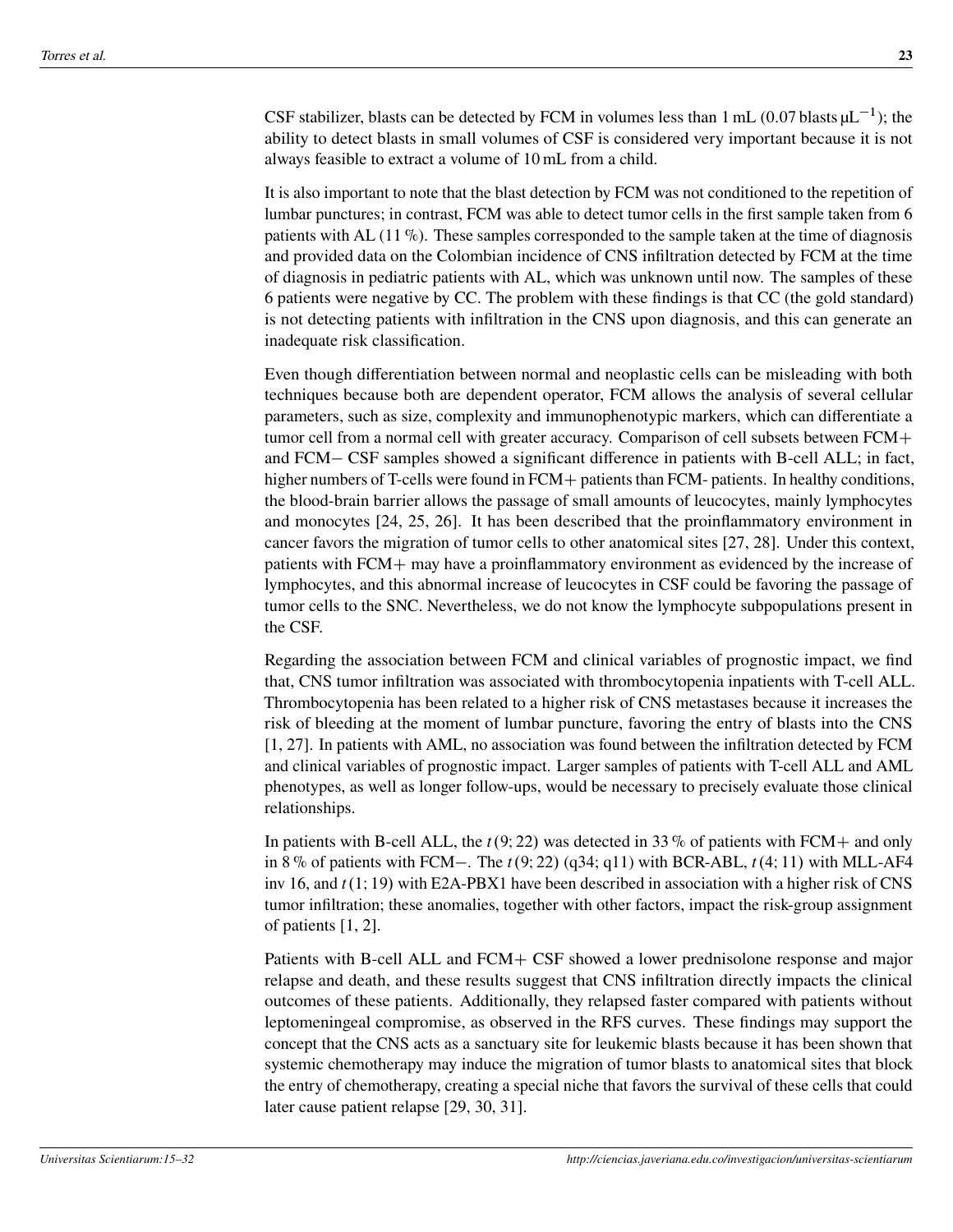CSF stabilizer, blasts can be detected by FCM in volumes less than 1 mL (0.07 blasts $\mu L^{-1}$); the ability to detect blasts in small volumes of CSF is considered very important because it is not always feasible to extract a volume of 10 mL from a child.

It is also important to note that the blast detection by FCM was not conditioned to the repetition of lumbar punctures; in contrast, FCM was able to detect tumor cells in the first sample taken from 6 patients with AL (11 %). These samples corresponded to the sample taken at the time of diagnosis and provided data on the Colombian incidence of CNS infiltration detected by FCM at the time of diagnosis in pediatric patients with AL, which was unknown until now. The samples of these 6 patients were negative by CC. The problem with these findings is that CC (the gold standard) is not detecting patients with infiltration in the CNS upon diagnosis, and this can generate an inadequate risk classification.

Even though differentiation between normal and neoplastic cells can be misleading with both techniques because both are dependent operator, FCM allows the analysis of several cellular parameters, such as size, complexity and immunophenotypic markers, which can differentiate a tumor cell from a normal cell with greater accuracy. Comparison of cell subsets between FCM+ and FCM− CSF samples showed a significant difference in patients with B-cell ALL; in fact, higher numbers of T-cells were found in FCM+ patients than FCM- patients. In healthy conditions, the blood-brain barrier allows the passage of small amounts of leucocytes, mainly lymphocytes and monocytes [24, 25, 26]. It has been described that the proinflammatory environment in cancer favors the migration of tumor cells to other anatomical sites [27, 28]. Under this context, patients with FCM+ may have a proinflammatory environment as evidenced by the increase of lymphocytes, and this abnormal increase of leucocytes in CSF could be favoring the passage of tumor cells to the SNC. Nevertheless, we do not know the lymphocyte subpopulations present in the CSF.

Regarding the association between FCM and clinical variables of prognostic impact, we find that, CNS tumor infiltration was associated with thrombocytopenia inpatients with T-cell ALL. Thrombocytopenia has been related to a higher risk of CNS metastases because it increases the risk of bleeding at the moment of lumbar puncture, favoring the entry of blasts into the CNS [1, 27]. In patients with AML, no association was found between the infiltration detected by FCM and clinical variables of prognostic impact. Larger samples of patients with T-cell ALL and AML phenotypes, as well as longer follow-ups, would be necessary to precisely evaluate those clinical relationships.

In patients with B-cell ALL, the $t(9; 22)$ was detected in 33 % of patients with FCM+ and only in 8 % of patients with FCM−. The $t(9; 22)$ (q34; q11) with BCR-ABL, $t(4; 11)$ with MLL-AF4 inv 16, and $t(1; 19)$ with E2A-PBX1 have been described in association with a higher risk of CNS tumor infiltration; these anomalies, together with other factors, impact the risk-group assignment of patients [1, 2].

Patients with B-cell ALL and FCM+ CSF showed a lower prednisolone response and major relapse and death, and these results suggest that CNS infiltration directly impacts the clinical outcomes of these patients. Additionally, they relapsed faster compared with patients without leptomeningeal compromise, as observed in the RFS curves. These findings may support the concept that the CNS acts as a sanctuary site for leukemic blasts because it has been shown that systemic chemotherapy may induce the migration of tumor blasts to anatomical sites that block the entry of chemotherapy, creating a special niche that favors the survival of these cells that could later cause patient relapse [29, 30, 31].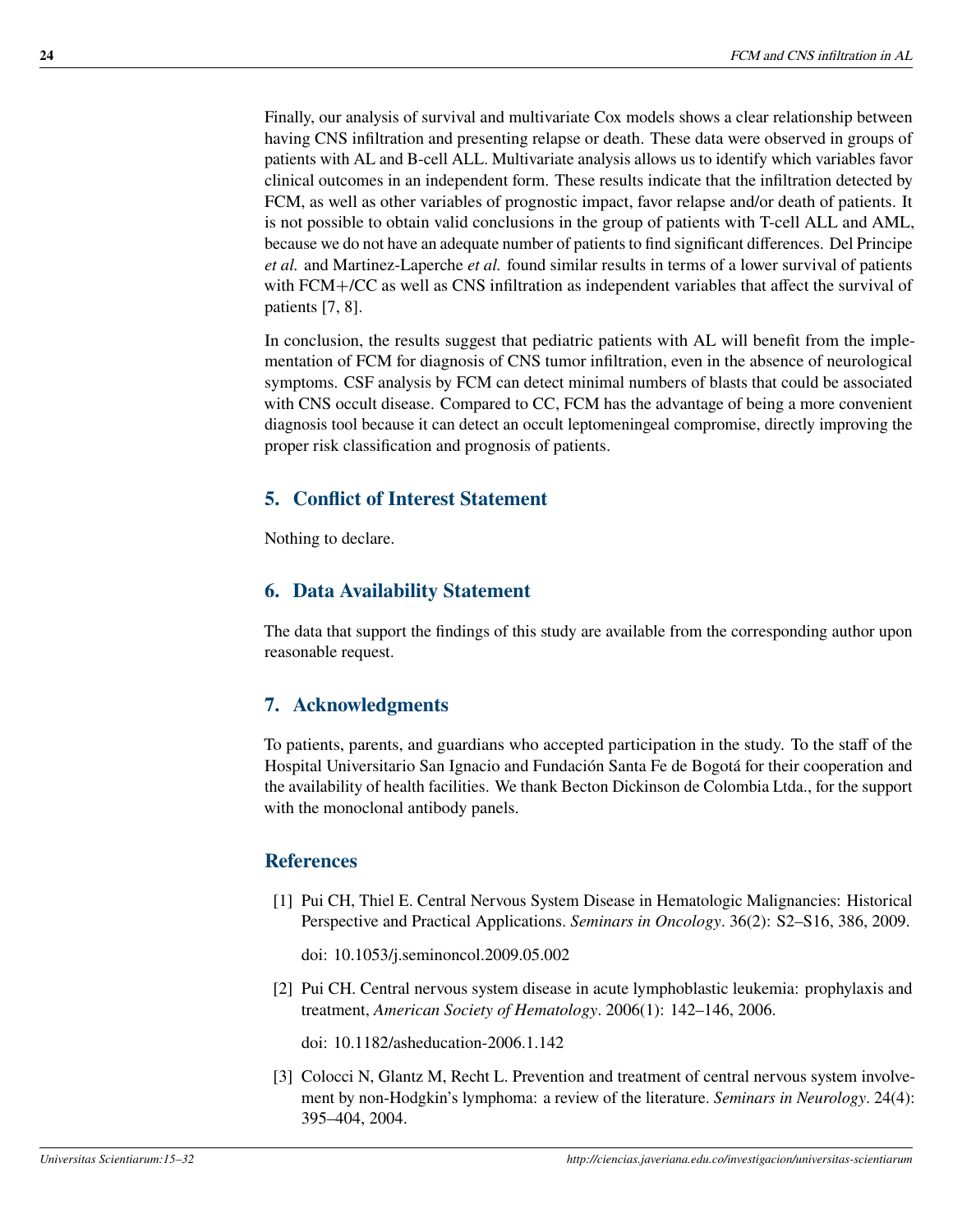Finally, our analysis of survival and multivariate Cox models shows a clear relationship between having CNS infiltration and presenting relapse or death. These data were observed in groups of patients with AL and B-cell ALL. Multivariate analysis allows us to identify which variables favor clinical outcomes in an independent form. These results indicate that the infiltration detected by FCM, as well as other variables of prognostic impact, favor relapse and/or death of patients. It is not possible to obtain valid conclusions in the group of patients with T-cell ALL and AML, because we do not have an adequate number of patients to find significant differences. Del Principe *et al.* and Martinez-Laperche *et al.* found similar results in terms of a lower survival of patients with FCM+/CC as well as CNS infiltration as independent variables that affect the survival of patients [7, 8].

In conclusion, the results suggest that pediatric patients with AL will benefit from the implementation of FCM for diagnosis of CNS tumor infiltration, even in the absence of neurological symptoms. CSF analysis by FCM can detect minimal numbers of blasts that could be associated with CNS occult disease. Compared to CC, FCM has the advantage of being a more convenient diagnosis tool because it can detect an occult leptomeningeal compromise, directly improving the proper risk classification and prognosis of patients.

## 5. Conflict of Interest Statement

Nothing to declare.

## 6. Data Availability Statement

The data that support the findings of this study are available from the corresponding author upon reasonable request.

## 7. Acknowledgments

To patients, parents, and guardians who accepted participation in the study. To the staff of the Hospital Universitario San Ignacio and Fundación Santa Fe de Bogotá for their cooperation and the availability of health facilities. We thank Becton Dickinson de Colombia Ltda., for the support with the monoclonal antibody panels.

## References

[1] Pui CH, Thiel E. Central Nervous System Disease in Hematologic Malignancies: Historical Perspective and Practical Applications. *Seminars in Oncology*. 36(2): S2–S16, 386, 2009.

doi: 10.1053/j.seminoncol.2009.05.002

[2] Pui CH. Central nervous system disease in acute lymphoblastic leukemia: prophylaxis and treatment, *American Society of Hematology*. 2006(1): 142–146, 2006.

doi: 10.1182/asheducation-2006.1.142

[3] Colocci N, Glantz M, Recht L. Prevention and treatment of central nervous system involvement by non-Hodgkin's lymphoma: a review of the literature. *Seminars in Neurology*. 24(4): 395–404, 2004.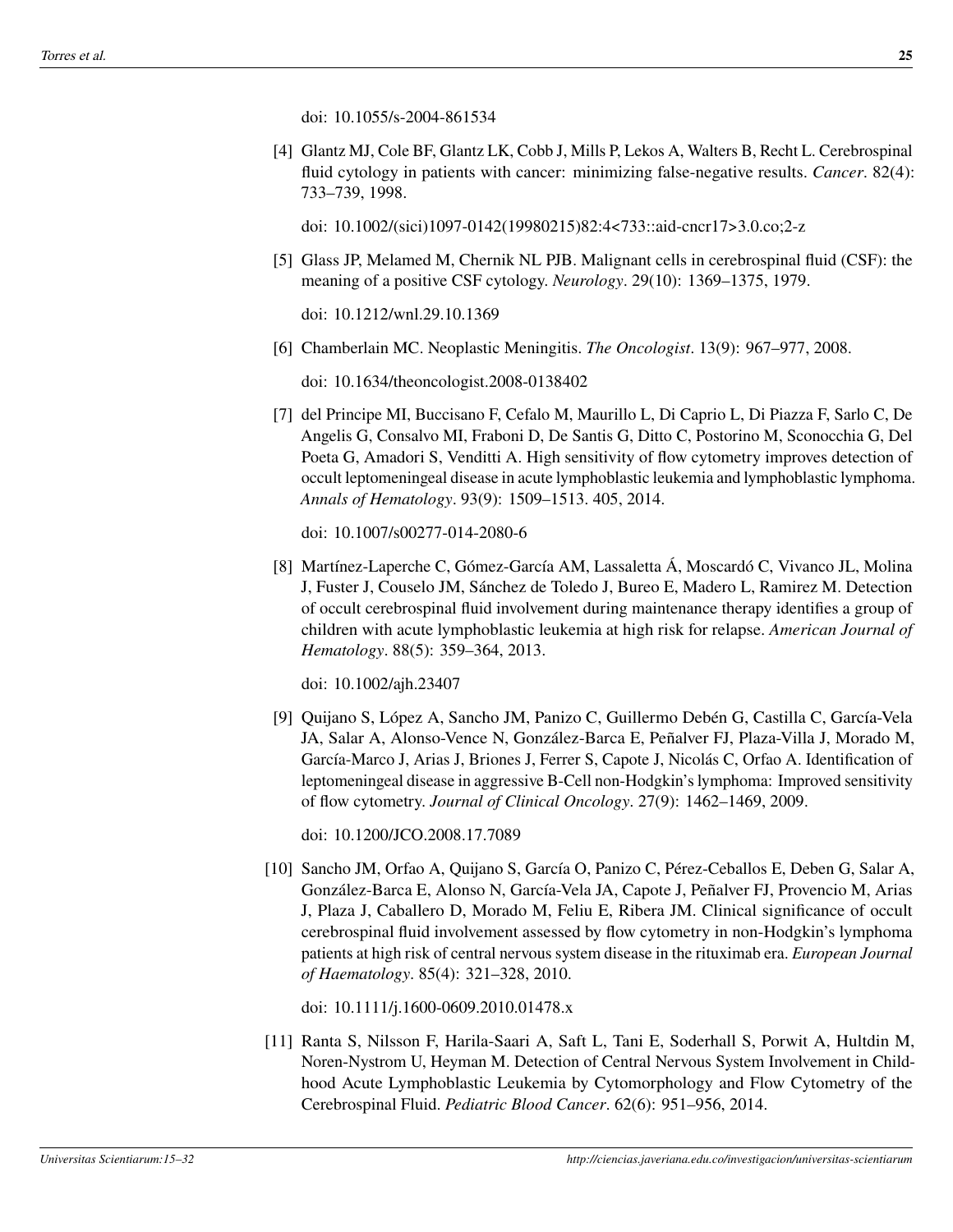doi: 10.1055/s-2004-861534

[4] Glantz MJ, Cole BF, Glantz LK, Cobb J, Mills P, Lekos A, Walters B, Recht L. Cerebrospinal fluid cytology in patients with cancer: minimizing false-negative results. *Cancer*. 82(4): 733–739, 1998.

doi: 10.1002/(sici)1097-0142(19980215)82:4<733::aid-cncr17>3.0.co;2-z

[5] Glass JP, Melamed M, Chernik NL PJB. Malignant cells in cerebrospinal fluid (CSF): the meaning of a positive CSF cytology. *Neurology*. 29(10): 1369–1375, 1979.

doi: 10.1212/wnl.29.10.1369

[6] Chamberlain MC. Neoplastic Meningitis. *The Oncologist*. 13(9): 967–977, 2008.

doi: 10.1634/theoncologist.2008-0138402

[7] del Principe MI, Buccisano F, Cefalo M, Maurillo L, Di Caprio L, Di Piazza F, Sarlo C, De Angelis G, Consalvo MI, Fraboni D, De Santis G, Ditto C, Postorino M, Sconocchia G, Del Poeta G, Amadori S, Venditti A. High sensitivity of flow cytometry improves detection of occult leptomeningeal disease in acute lymphoblastic leukemia and lymphoblastic lymphoma. *Annals of Hematology*. 93(9): 1509–1513. 405, 2014.

doi: 10.1007/s00277-014-2080-6

[8] Martínez-Laperche C, Gómez-García AM, Lassaletta Á, Moscardó C, Vivanco JL, Molina J, Fuster J, Couselo JM, Sánchez de Toledo J, Bureo E, Madero L, Ramirez M. Detection of occult cerebrospinal fluid involvement during maintenance therapy identifies a group of children with acute lymphoblastic leukemia at high risk for relapse. *American Journal of Hematology*. 88(5): 359–364, 2013.

doi: 10.1002/ajh.23407

[9] Quijano S, López A, Sancho JM, Panizo C, Guillermo Debén G, Castilla C, García-Vela JA, Salar A, Alonso-Vence N, González-Barca E, Peñalver FJ, Plaza-Villa J, Morado M, García-Marco J, Arias J, Briones J, Ferrer S, Capote J, Nicolás C, Orfao A. Identification of leptomeningeal disease in aggressive B-Cell non-Hodgkin's lymphoma: Improved sensitivity of flow cytometry. *Journal of Clinical Oncology*. 27(9): 1462–1469, 2009.

doi: 10.1200/JCO.2008.17.7089

[10] Sancho JM, Orfao A, Quijano S, García O, Panizo C, Pérez-Ceballos E, Deben G, Salar A, González-Barca E, Alonso N, García-Vela JA, Capote J, Peñalver FJ, Provencio M, Arias J, Plaza J, Caballero D, Morado M, Feliu E, Ribera JM. Clinical significance of occult cerebrospinal fluid involvement assessed by flow cytometry in non-Hodgkin's lymphoma patients at high risk of central nervous system disease in the rituximab era. *European Journal of Haematology*. 85(4): 321–328, 2010.

doi: 10.1111/j.1600-0609.2010.01478.x

[11] Ranta S, Nilsson F, Harila-Saari A, Saft L, Tani E, Soderhall S, Porwit A, Hultdin M, Noren-Nystrom U, Heyman M. Detection of Central Nervous System Involvement in Childhood Acute Lymphoblastic Leukemia by Cytomorphology and Flow Cytometry of the Cerebrospinal Fluid. *Pediatric Blood Cancer*. 62(6): 951–956, 2014.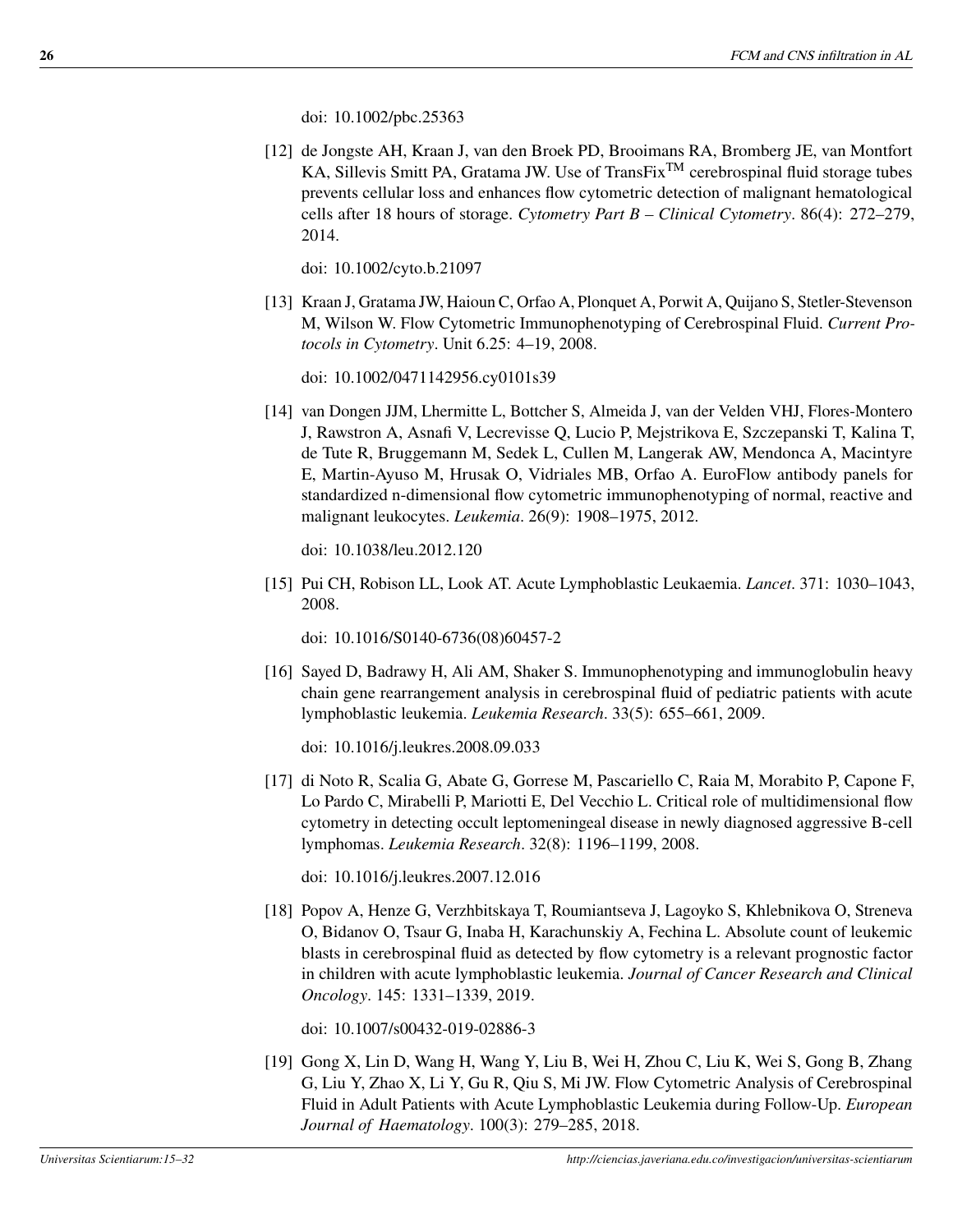doi: 10.1002/pbc.25363

[12] de Jongste AH, Kraan J, van den Broek PD, Brooimans RA, Bromberg JE, van Montfort KA, Sillevis Smitt PA, Gratama JW. Use of TransFix™ cerebrospinal fluid storage tubes prevents cellular loss and enhances flow cytometric detection of malignant hematological cells after 18 hours of storage. *Cytometry Part B – Clinical Cytometry*. 86(4): 272–279, 2014.

doi: 10.1002/cyto.b.21097

[13] Kraan J, Gratama JW, Haioun C, Orfao A, Plonquet A, Porwit A, Quijano S, Stetler-Stevenson M, Wilson W. Flow Cytometric Immunophenotyping of Cerebrospinal Fluid. *Current Protocols in Cytometry*. Unit 6.25: 4–19, 2008.

doi: 10.1002/0471142956.cy0101s39

[14] van Dongen JJM, Lhermitte L, Bottcher S, Almeida J, van der Velden VHJ, Flores-Montero J, Rawstron A, Asnafi V, Lecrevisse Q, Lucio P, Mejstrikova E, Szczepanski T, Kalina T, de Tute R, Bruggemann M, Sedek L, Cullen M, Langerak AW, Mendonca A, Macintyre E, Martin-Ayuso M, Hrusak O, Vidriales MB, Orfao A. EuroFlow antibody panels for standardized n-dimensional flow cytometric immunophenotyping of normal, reactive and malignant leukocytes. *Leukemia*. 26(9): 1908–1975, 2012.

doi: 10.1038/leu.2012.120

[15] Pui CH, Robison LL, Look AT. Acute Lymphoblastic Leukaemia. *Lancet*. 371: 1030–1043, 2008.

doi: 10.1016/S0140-6736(08)60457-2

[16] Sayed D, Badrawy H, Ali AM, Shaker S. Immunophenotyping and immunoglobulin heavy chain gene rearrangement analysis in cerebrospinal fluid of pediatric patients with acute lymphoblastic leukemia. *Leukemia Research*. 33(5): 655–661, 2009.

doi: 10.1016/j.leukres.2008.09.033

[17] di Noto R, Scalia G, Abate G, Gorrese M, Pascariello C, Raia M, Morabito P, Capone F, Lo Pardo C, Mirabelli P, Mariotti E, Del Vecchio L. Critical role of multidimensional flow cytometry in detecting occult leptomeningeal disease in newly diagnosed aggressive B-cell lymphomas. *Leukemia Research*. 32(8): 1196–1199, 2008.

doi: 10.1016/j.leukres.2007.12.016

[18] Popov A, Henze G, Verzhbitskaya T, Roumiantseva J, Lagoyko S, Khlebnikova O, Streneva O, Bidanov O, Tsaur G, Inaba H, Karachunskiy A, Fechina L. Absolute count of leukemic blasts in cerebrospinal fluid as detected by flow cytometry is a relevant prognostic factor in children with acute lymphoblastic leukemia. *Journal of Cancer Research and Clinical Oncology*. 145: 1331–1339, 2019.

doi: 10.1007/s00432-019-02886-3

[19] Gong X, Lin D, Wang H, Wang Y, Liu B, Wei H, Zhou C, Liu K, Wei S, Gong B, Zhang G, Liu Y, Zhao X, Li Y, Gu R, Qiu S, Mi JW. Flow Cytometric Analysis of Cerebrospinal Fluid in Adult Patients with Acute Lymphoblastic Leukemia during Follow-Up. *European Journal of Haematology*. 100(3): 279–285, 2018.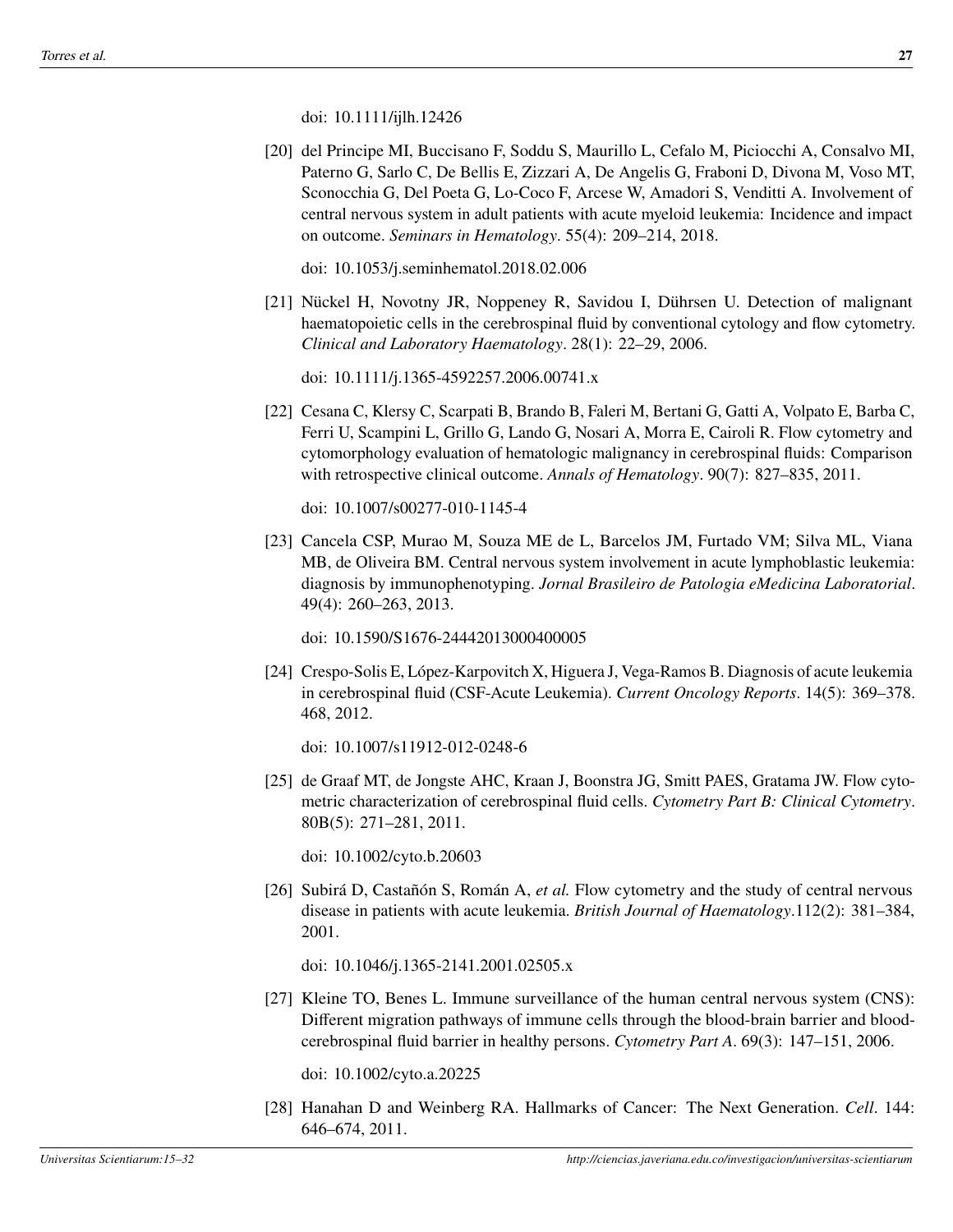doi: 10.1111/ijlh.12426

[20] del Principe MI, Buccisano F, Soddu S, Maurillo L, Cefalo M, Piciocchi A, Consalvo MI, Paterno G, Sarlo C, De Bellis E, Zizzari A, De Angelis G, Fraboni D, Divona M, Voso MT, Sconocchia G, Del Poeta G, Lo-Coco F, Arcese W, Amadori S, Venditti A. Involvement of central nervous system in adult patients with acute myeloid leukemia: Incidence and impact on outcome. *Seminars in Hematology*. 55(4): 209–214, 2018.

doi: 10.1053/j.seminhematol.2018.02.006

[21] Nückel H, Novotny JR, Noppeney R, Savidou I, Dührsen U. Detection of malignant haematopoietic cells in the cerebrospinal fluid by conventional cytology and flow cytometry. *Clinical and Laboratory Haematology*. 28(1): 22–29, 2006.

doi: 10.1111/j.1365-4592257.2006.00741.x

[22] Cesana C, Klersy C, Scarpati B, Brando B, Faleri M, Bertani G, Gatti A, Volpato E, Barba C, Ferri U, Scampini L, Grillo G, Lando G, Nosari A, Morra E, Cairoli R. Flow cytometry and cytomorphology evaluation of hematologic malignancy in cerebrospinal fluids: Comparison with retrospective clinical outcome. *Annals of Hematology*. 90(7): 827–835, 2011.

doi: 10.1007/s00277-010-1145-4

[23] Cancela CSP, Murao M, Souza ME de L, Barcelos JM, Furtado VM; Silva ML, Viana MB, de Oliveira BM. Central nervous system involvement in acute lymphoblastic leukemia: diagnosis by immunophenotyping. *Jornal Brasileiro de Patologia eMedicina Laboratorial*. 49(4): 260–263, 2013.

doi: 10.1590/S1676-24442013000400005

[24] Crespo-Solis E, López-Karpovitch X, Higuera J, Vega-Ramos B. Diagnosis of acute leukemia in cerebrospinal fluid (CSF-Acute Leukemia). *Current Oncology Reports*. 14(5): 369–378. 468, 2012.

doi: 10.1007/s11912-012-0248-6

[25] de Graaf MT, de Jongste AHC, Kraan J, Boonstra JG, Smitt PAES, Gratama JW. Flow cytometric characterization of cerebrospinal fluid cells. *Cytometry Part B: Clinical Cytometry*. 80B(5): 271–281, 2011.

doi: 10.1002/cyto.b.20603

[26] Subirá D, Castañón S, Román A, *et al.* Flow cytometry and the study of central nervous disease in patients with acute leukemia. *British Journal of Haematology*.112(2): 381–384, 2001.

doi: 10.1046/j.1365-2141.2001.02505.x

[27] Kleine TO, Benes L. Immune surveillance of the human central nervous system (CNS): Different migration pathways of immune cells through the blood-brain barrier and blood-cerebrospinal fluid barrier in healthy persons. *Cytometry Part A*. 69(3): 147–151, 2006.

doi: 10.1002/cyto.a.20225

[28] Hanahan D and Weinberg RA. Hallmarks of Cancer: The Next Generation. *Cell*. 144: 646–674, 2011.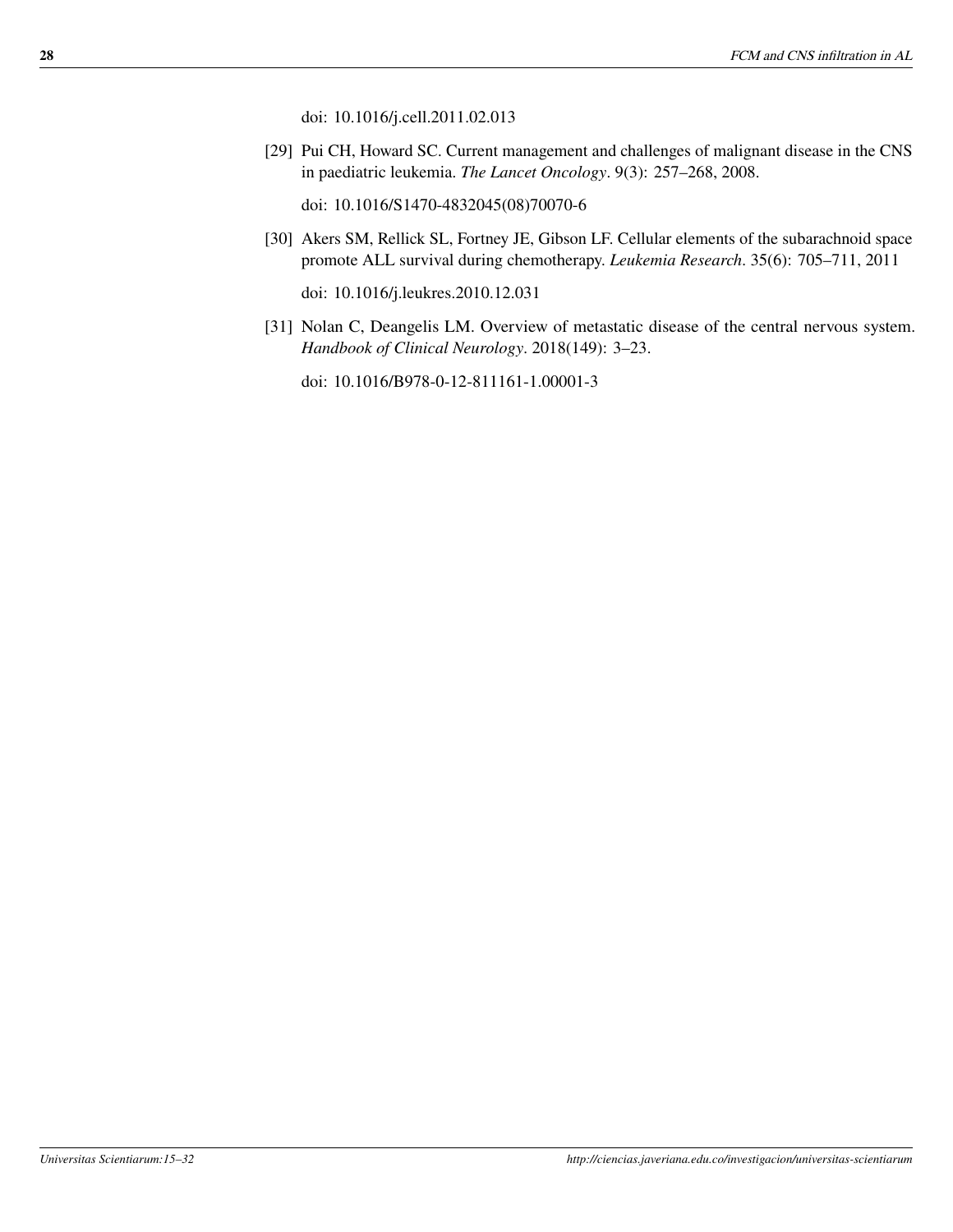doi: 10.1016/j.cell.2011.02.013

[29] Pui CH, Howard SC. Current management and challenges of malignant disease in the CNS in paediatric leukemia. *The Lancet Oncology*. 9(3): 257–268, 2008.

doi: 10.1016/S1470-4832045(08)70070-6

[30] Akers SM, Rellick SL, Fortney JE, Gibson LF. Cellular elements of the subarachnoid space promote ALL survival during chemotherapy. *Leukemia Research*. 35(6): 705–711, 2011

doi: 10.1016/j.leukres.2010.12.031

[31] Nolan C, Deangelis LM. Overview of metastatic disease of the central nervous system. *Handbook of Clinical Neurology*. 2018(149): 3–23.

doi: 10.1016/B978-0-12-811161-1.00001-3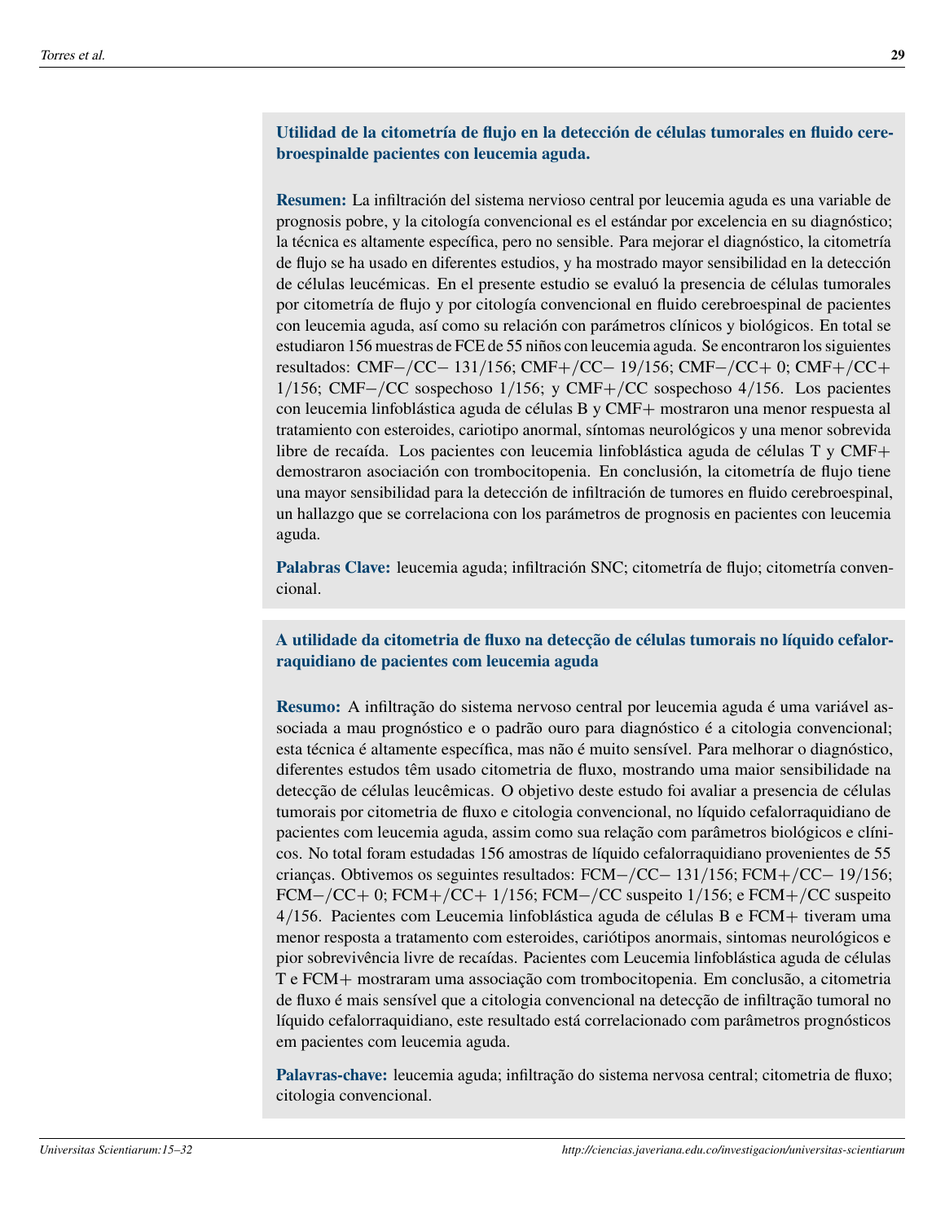## Utilidad de la citometría de flujo en la detección de células tumorales en fluido cerebroespinalde pacientes con leucemia aguda.

**Resumen:** La infiltración del sistema nervioso central por leucemia aguda es una variable de prognosis pobre, y la citología convencional es el estándar por excelencia en su diagnóstico; la técnica es altamente específica, pero no sensible. Para mejorar el diagnóstico, la citometría de flujo se ha usado en diferentes estudios, y ha mostrado mayor sensibilidad en la detección de células leucémicas. En el presente estudio se evaluó la presencia de células tumorales por citometría de flujo y por citología convencional en fluido cerebroespinal de pacientes con leucemia aguda, así como su relación con parámetros clínicos y biológicos. En total se estudiaron 156 muestras de FCE de 55 niños con leucemia aguda. Se encontraron los siguientes resultados: CMF−/CC− 131/156; CMF+/CC− 19/156; CMF−/CC+ 0; CMF+/CC+ 1/156; CMF−/CC sospechoso 1/156; y CMF+/CC sospechoso 4/156. Los pacientes con leucemia linfoblástica aguda de células B y CMF+ mostraron una menor respuesta al tratamiento con esteroides, cariotipo anormal, síntomas neurológicos y una menor sobrevida libre de recaída. Los pacientes con leucemia linfoblástica aguda de células T y CMF+ demostraron asociación con trombocitopenia. En conclusión, la citometría de flujo tiene una mayor sensibilidad para la detección de infiltración de tumores en fluido cerebroespinal, un hallazgo que se correlaciona con los parámetros de prognosis en pacientes con leucemia aguda.

**Palabras Clave:** leucemia aguda; infiltración SNC; citometría de flujo; citometría convencional.

## A utilidade da citometria de fluxo na detecção de células tumorais no líquido cefalorraquidiano de pacientes com leucemia aguda

**Resumo:** A infiltração do sistema nervoso central por leucemia aguda é uma variável associada a mau prognóstico e o padrão ouro para diagnóstico é a citologia convencional; esta técnica é altamente específica, mas não é muito sensível. Para melhorar o diagnóstico, diferentes estudos têm usado citometria de fluxo, mostrando uma maior sensibilidade na detecção de células leucêmicas. O objetivo deste estudo foi avaliar a presencia de células tumorais por citometria de fluxo e citologia convencional, no líquido cefalorraquidiano de pacientes com leucemia aguda, assim como sua relação com parâmetros biológicos e clínicos. No total foram estudadas 156 amostras de líquido cefalorraquidiano provenientes de 55 crianças. Obtivemos os seguintes resultados: FCM−/CC− 131/156; FCM+/CC− 19/156; FCM−/CC+ 0; FCM+/CC+ 1/156; FCM−/CC suspeito 1/156; e FCM+/CC suspeito 4/156. Pacientes com Leucemia linfoblástica aguda de células B e FCM+ tiveram uma menor resposta a tratamento com esteroides, cariótipos anormais, sintomas neurológicos e pior sobrevivência livre de recaídas. Pacientes com Leucemia linfoblástica aguda de células T e FCM+ mostraram uma associação com trombocitopenia. Em conclusão, a citometria de fluxo é mais sensível que a citologia convencional na detecção de infiltração tumoral no líquido cefalorraquidiano, este resultado está correlacionado com parâmetros prognósticos em pacientes com leucemia aguda.

**Palavras-chave:** leucemia aguda; infiltração do sistema nervosa central; citometria de fluxo; citologia convencional.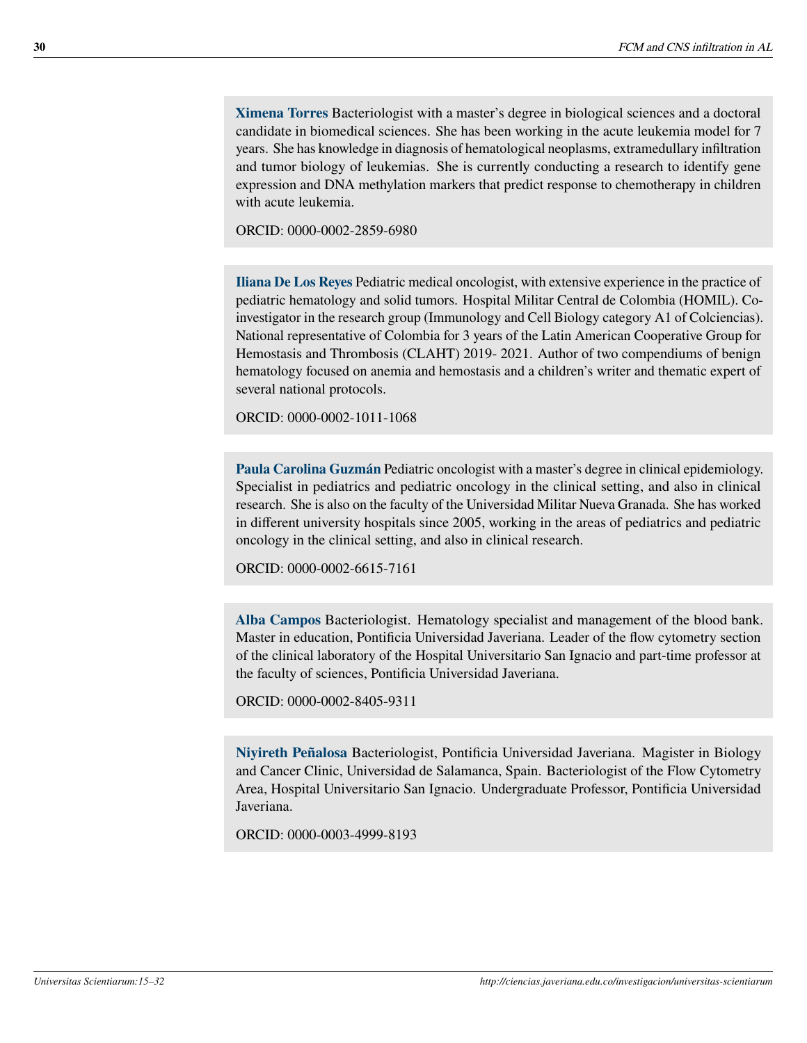**Ximena Torres** Bacteriologist with a master's degree in biological sciences and a doctoral candidate in biomedical sciences. She has been working in the acute leukemia model for 7 years. She has knowledge in diagnosis of hematological neoplasms, extramedullary infiltration and tumor biology of leukemias. She is currently conducting a research to identify gene expression and DNA methylation markers that predict response to chemotherapy in children with acute leukemia.

ORCID: 0000-0002-2859-6980

**Iliana De Los Reyes** Pediatric medical oncologist, with extensive experience in the practice of pediatric hematology and solid tumors. Hospital Militar Central de Colombia (HOMIL). Co-investigator in the research group (Immunology and Cell Biology category A1 of Colciencias). National representative of Colombia for 3 years of the Latin American Cooperative Group for Hemostasis and Thrombosis (CLAHT) 2019- 2021. Author of two compendiums of benign hematology focused on anemia and hemostasis and a children's writer and thematic expert of several national protocols.

ORCID: 0000-0002-1011-1068

**Paula Carolina Guzmán** Pediatric oncologist with a master's degree in clinical epidemiology. Specialist in pediatrics and pediatric oncology in the clinical setting, and also in clinical research. She is also on the faculty of the Universidad Militar Nueva Granada. She has worked in different university hospitals since 2005, working in the areas of pediatrics and pediatric oncology in the clinical setting, and also in clinical research.

ORCID: 0000-0002-6615-7161

**Alba Campos** Bacteriologist. Hematology specialist and management of the blood bank. Master in education, Pontificia Universidad Javeriana. Leader of the flow cytometry section of the clinical laboratory of the Hospital Universitario San Ignacio and part-time professor at the faculty of sciences, Pontificia Universidad Javeriana.

ORCID: 0000-0002-8405-9311

**Niyireth Peñalosa** Bacteriologist, Pontificia Universidad Javeriana. Magister in Biology and Cancer Clinic, Universidad de Salamanca, Spain. Bacteriologist of the Flow Cytometry Area, Hospital Universitario San Ignacio. Undergraduate Professor, Pontificia Universidad Javeriana.

ORCID: 0000-0003-4999-8193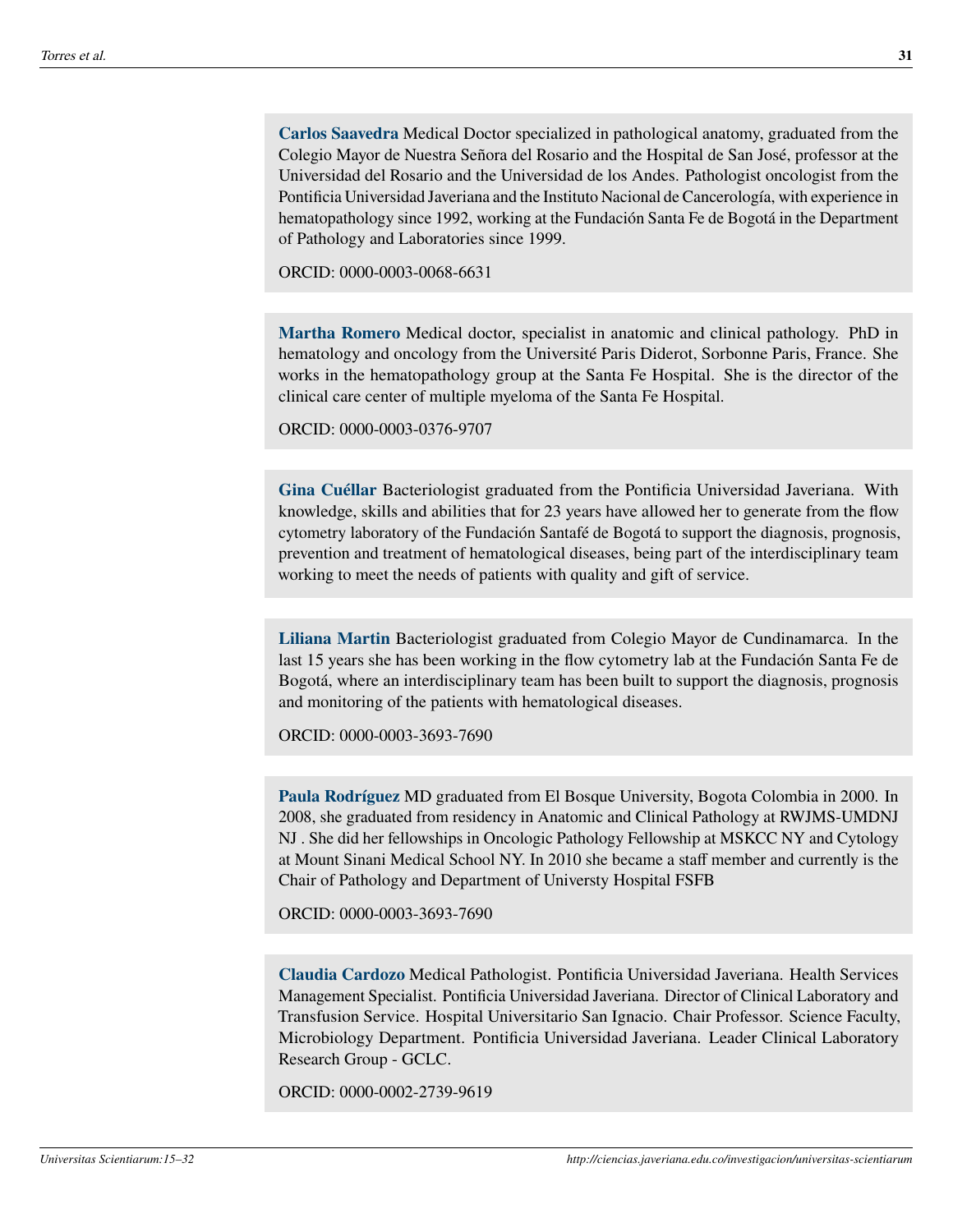**Carlos Saavedra** Medical Doctor specialized in pathological anatomy, graduated from the Colegio Mayor de Nuestra Señora del Rosario and the Hospital de San José, professor at the Universidad del Rosario and the Universidad de los Andes. Pathologist oncologist from the Pontificia Universidad Javeriana and the Instituto Nacional de Cancerología, with experience in hematopathology since 1992, working at the Fundación Santa Fe de Bogotá in the Department of Pathology and Laboratories since 1999.

ORCID: 0000-0003-0068-6631

**Martha Romero** Medical doctor, specialist in anatomic and clinical pathology. PhD in hematology and oncology from the Université Paris Diderot, Sorbonne Paris, France. She works in the hematopathology group at the Santa Fe Hospital. She is the director of the clinical care center of multiple myeloma of the Santa Fe Hospital.

ORCID: 0000-0003-0376-9707

**Gina Cuéllar** Bacteriologist graduated from the Pontificia Universidad Javeriana. With knowledge, skills and abilities that for 23 years have allowed her to generate from the flow cytometry laboratory of the Fundación Santafé de Bogotá to support the diagnosis, prognosis, prevention and treatment of hematological diseases, being part of the interdisciplinary team working to meet the needs of patients with quality and gift of service.

**Liliana Martin** Bacteriologist graduated from Colegio Mayor de Cundinamarca. In the last 15 years she has been working in the flow cytometry lab at the Fundación Santa Fe de Bogotá, where an interdisciplinary team has been built to support the diagnosis, prognosis and monitoring of the patients with hematological diseases.

ORCID: 0000-0003-3693-7690

**Paula Rodríguez** MD graduated from El Bosque University, Bogota Colombia in 2000. In 2008, she graduated from residency in Anatomic and Clinical Pathology at RWJMS-UMDNJ NJ . She did her fellowships in Oncologic Pathology Fellowship at MSKCC NY and Cytology at Mount Sinani Medical School NY. In 2010 she became a staff member and currently is the Chair of Pathology and Department of Universty Hospital FSFB

ORCID: 0000-0003-3693-7690

**Claudia Cardozo** Medical Pathologist. Pontificia Universidad Javeriana. Health Services Management Specialist. Pontificia Universidad Javeriana. Director of Clinical Laboratory and Transfusion Service. Hospital Universitario San Ignacio. Chair Professor. Science Faculty, Microbiology Department. Pontificia Universidad Javeriana. Leader Clinical Laboratory Research Group - GCLC.

ORCID: 0000-0002-2739-9619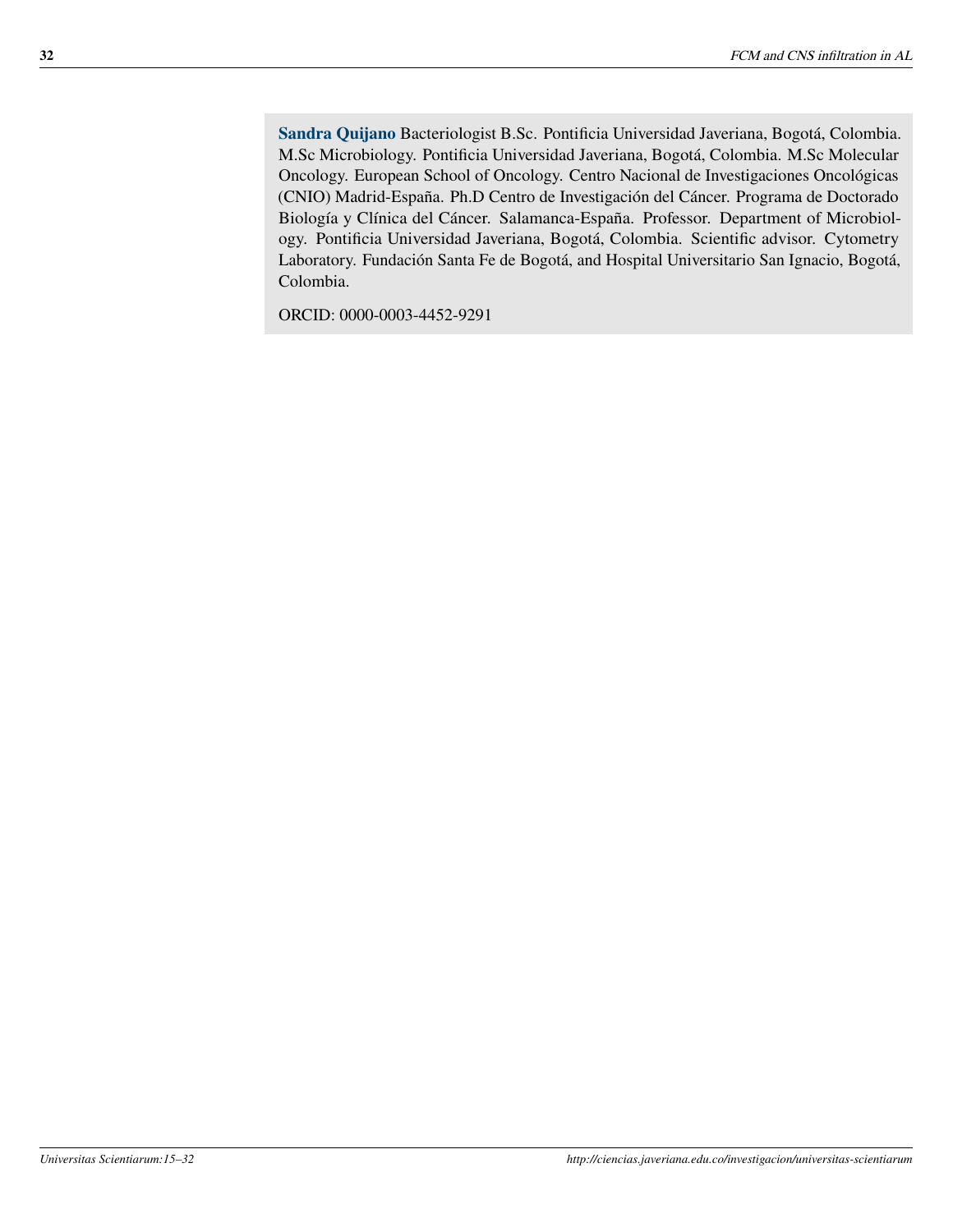**Sandra Quijano** Bacteriologist B.Sc. Pontificia Universidad Javeriana, Bogotá, Colombia. M.Sc Microbiology. Pontificia Universidad Javeriana, Bogotá, Colombia. M.Sc Molecular Oncology. European School of Oncology. Centro Nacional de Investigaciones Oncológicas (CNIO) Madrid-España. Ph.D Centro de Investigación del Cáncer. Programa de Doctorado Biología y Clínica del Cáncer. Salamanca-España. Professor. Department of Microbiology. Pontificia Universidad Javeriana, Bogotá, Colombia. Scientific advisor. Cytometry Laboratory. Fundación Santa Fe de Bogotá, and Hospital Universitario San Ignacio, Bogotá, Colombia.

ORCID: 0000-0003-4452-9291